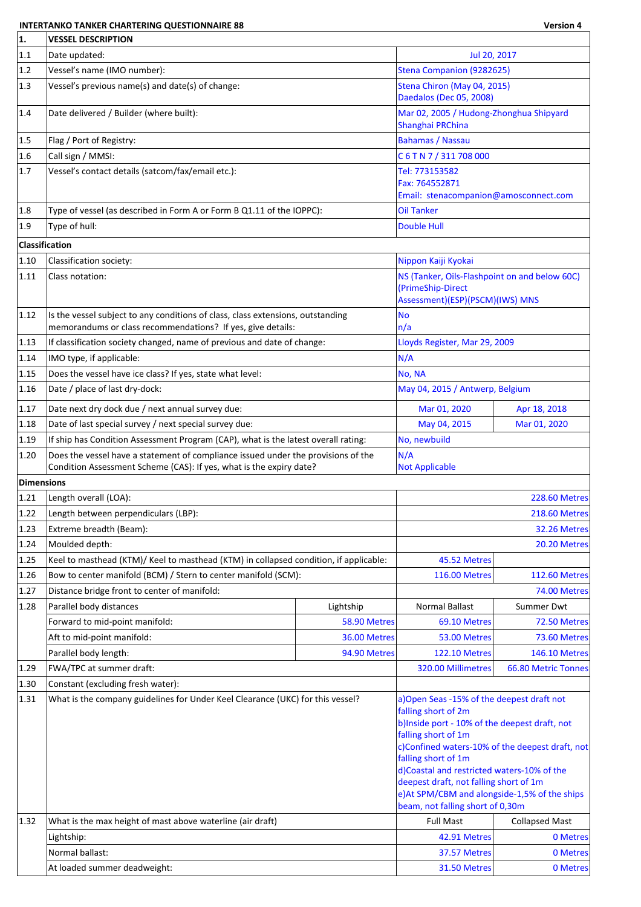**INTERTANKO TANKER CHARTERING QUESTIONNAIRE 88** — **Version 4**

| | | | | |
|---|---|---|---|---|
| **1.** | **VESSEL DESCRIPTION** | | | |
| 1.1 | Date updated: | | Jul 20, 2017 | |
| 1.2 | Vessel's name (IMO number): | | Stena Companion (9282625) | |
| 1.3 | Vessel's previous name(s) and date(s) of change: | | Stena Chiron (May 04, 2015) Daedalos (Dec 05, 2008) | |
| 1.4 | Date delivered / Builder (where built): | | Mar 02, 2005 / Hudong-Zhonghua Shipyard Shanghai PRChina | |
| 1.5 | Flag / Port of Registry: | | Bahamas / Nassau | |
| 1.6 | Call sign / MMSI: | | C 6 T N 7 / 311 708 000 | |
| 1.7 | Vessel's contact details (satcom/fax/email etc.): | | Tel: 773153582<br>Fax: 764552871<br>Email: stenacompanion@amosconnect.com | |
| 1.8 | Type of vessel (as described in Form A or Form B Q1.11 of the IOPPC): | | Oil Tanker | |
| 1.9 | Type of hull: | | Double Hull | |
| **Classification** | | | | |
| 1.10 | Classification society: | | Nippon Kaiji Kyokai | |
| 1.11 | Class notation: | | NS (Tanker, Oils-Flashpoint on and below 60C)(PrimeShip-Direct Assessment)(ESP)(PSCM)(IWS) MNS | |
| 1.12 | Is the vessel subject to any conditions of class, class extensions, outstanding memorandums or class recommendations? If yes, give details: | | No<br>n/a | |
| 1.13 | If classification society changed, name of previous and date of change: | | Lloyds Register, Mar 29, 2009 | |
| 1.14 | IMO type, if applicable: | | N/A | |
| 1.15 | Does the vessel have ice class? If yes, state what level: | | No, NA | |
| 1.16 | Date / place of last dry-dock: | | May 04, 2015 / Antwerp, Belgium | |
| 1.17 | Date next dry dock due / next annual survey due: | | Mar 01, 2020 | Apr 18, 2018 |
| 1.18 | Date of last special survey / next special survey due: | | May 04, 2015 | Mar 01, 2020 |
| 1.19 | If ship has Condition Assessment Program (CAP), what is the latest overall rating: | | No, newbuild | |
| 1.20 | Does the vessel have a statement of compliance issued under the provisions of the Condition Assessment Scheme (CAS): If yes, what is the expiry date? | | N/A<br>Not Applicable | |
| **Dimensions** | | | | |
| 1.21 | Length overall (LOA): | | | 228.60 Metres |
| 1.22 | Length between perpendiculars (LBP): | | | 218.60 Metres |
| 1.23 | Extreme breadth (Beam): | | | 32.26 Metres |
| 1.24 | Moulded depth: | | | 20.20 Metres |
| 1.25 | Keel to masthead (KTM)/ Keel to masthead (KTM) in collapsed condition, if applicable: | | 45.52 Metres | |
| 1.26 | Bow to center manifold (BCM) / Stern to center manifold (SCM): | | 116.00 Metres | 112.60 Metres |
| 1.27 | Distance bridge front to center of manifold: | | | 74.00 Metres |
| 1.28 | Parallel body distances | Lightship | Normal Ballast | Summer Dwt |
| | Forward to mid-point manifold: | 58.90 Metres | 69.10 Metres | 72.50 Metres |
| | Aft to mid-point manifold: | 36.00 Metres | 53.00 Metres | 73.60 Metres |
| | Parallel body length: | 94.90 Metres | 122.10 Metres | 146.10 Metres |
| 1.29 | FWA/TPC at summer draft: | | 320.00 Millimetres | 66.80 Metric Tonnes |
| 1.30 | Constant (excluding fresh water): | | | |
| 1.31 | What is the company guidelines for Under Keel Clearance (UKC) for this vessel? | | a)Open Seas -15% of the deepest draft not falling short of 2m<br>b)Inside port - 10% of the deepest draft, not falling short of 1m<br>c)Confined waters-10% of the deepest draft, not falling short of 1m<br>d)Coastal and restricted waters-10% of the deepest draft, not falling short of 1m<br>e)At SPM/CBM and alongside-1,5% of the ships beam, not falling short of 0,30m | |
| 1.32 | What is the max height of mast above waterline (air draft) | | Full Mast | Collapsed Mast |
| | Lightship: | | 42.91 Metres | 0 Metres |
| | Normal ballast: | | 37.57 Metres | 0 Metres |
| | At loaded summer deadweight: | | 31.50 Metres | 0 Metres |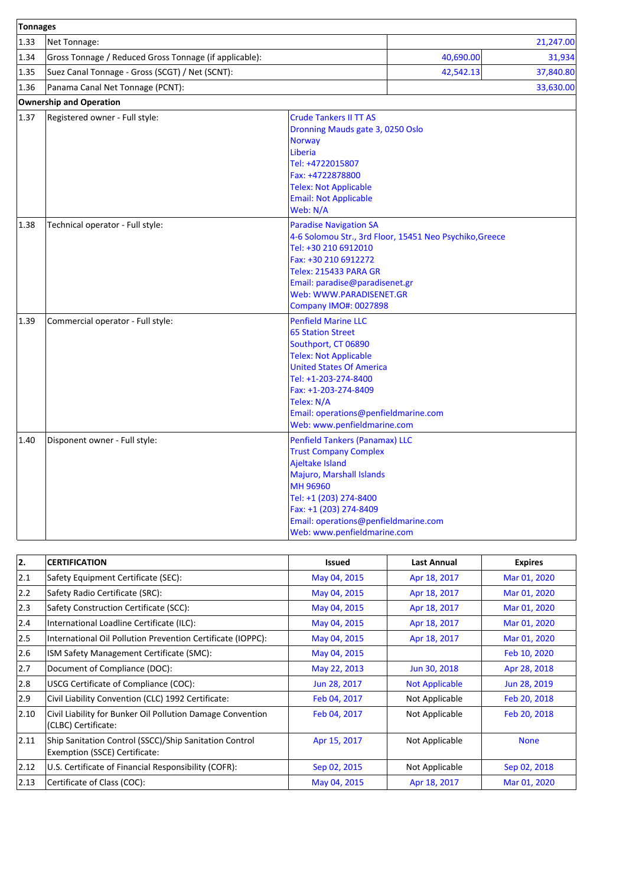| Tonnages | | | |
|---|---|---|---|
| 1.33 | Net Tonnage: | | 21,247.00 |
| 1.34 | Gross Tonnage / Reduced Gross Tonnage (if applicable): | 40,690.00 | 31,934 |
| 1.35 | Suez Canal Tonnage - Gross (SCGT) / Net (SCNT): | 42,542.13 | 37,840.80 |
| 1.36 | Panama Canal Net Tonnage (PCNT): | | 33,630.00 |

| Ownership and Operation | | |
|---|---|---|
| 1.37 | Registered owner - Full style: | Crude Tankers II TT AS<br>Dronning Mauds gate 3, 0250 Oslo<br>Norway<br>Liberia<br>Tel: +4722015807<br>Fax: +4722878800<br>Telex: Not Applicable<br>Email: Not Applicable<br>Web: N/A |
| 1.38 | Technical operator - Full style: | Paradise Navigation SA<br>4-6 Solomou Str., 3rd Floor, 15451 Neo Psychiko,Greece<br>Tel: +30 210 6912010<br>Fax: +30 210 6912272<br>Telex: 215433 PARA GR<br>Email: paradise@paradisenet.gr<br>Web: WWW.PARADISENET.GR<br>Company IMO#: 0027898 |
| 1.39 | Commercial operator - Full style: | Penfield Marine LLC<br>65 Station Street<br>Southport, CT 06890<br>Telex: Not Applicable<br>United States Of America<br>Tel: +1-203-274-8400<br>Fax: +1-203-274-8409<br>Telex: N/A<br>Email: operations@penfieldmarine.com<br>Web: www.penfieldmarine.com |
| 1.40 | Disponent owner - Full style: | Penfield Tankers (Panamax) LLC<br>Trust Company Complex<br>Ajeltake Island<br>Majuro, Marshall Islands<br>MH 96960<br>Tel: +1 (203) 274-8400<br>Fax: +1 (203) 274-8409<br>Email: operations@penfieldmarine.com<br>Web: www.penfieldmarine.com |

| 2. | CERTIFICATION | Issued | Last Annual | Expires |
|---|---|---|---|---|
| 2.1 | Safety Equipment Certificate (SEC): | May 04, 2015 | Apr 18, 2017 | Mar 01, 2020 |
| 2.2 | Safety Radio Certificate (SRC): | May 04, 2015 | Apr 18, 2017 | Mar 01, 2020 |
| 2.3 | Safety Construction Certificate (SCC): | May 04, 2015 | Apr 18, 2017 | Mar 01, 2020 |
| 2.4 | International Loadline Certificate (ILC): | May 04, 2015 | Apr 18, 2017 | Mar 01, 2020 |
| 2.5 | International Oil Pollution Prevention Certificate (IOPPC): | May 04, 2015 | Apr 18, 2017 | Mar 01, 2020 |
| 2.6 | ISM Safety Management Certificate (SMC): | May 04, 2015 | | Feb 10, 2020 |
| 2.7 | Document of Compliance (DOC): | May 22, 2013 | Jun 30, 2018 | Apr 28, 2018 |
| 2.8 | USCG Certificate of Compliance (COC): | Jun 28, 2017 | Not Applicable | Jun 28, 2019 |
| 2.9 | Civil Liability Convention (CLC) 1992 Certificate: | Feb 04, 2017 | Not Applicable | Feb 20, 2018 |
| 2.10 | Civil Liability for Bunker Oil Pollution Damage Convention (CLBC) Certificate: | Feb 04, 2017 | Not Applicable | Feb 20, 2018 |
| 2.11 | Ship Sanitation Control (SSCC)/Ship Sanitation Control Exemption (SSCE) Certificate: | Apr 15, 2017 | Not Applicable | None |
| 2.12 | U.S. Certificate of Financial Responsibility (COFR): | Sep 02, 2015 | Not Applicable | Sep 02, 2018 |
| 2.13 | Certificate of Class (COC): | May 04, 2015 | Apr 18, 2017 | Mar 01, 2020 |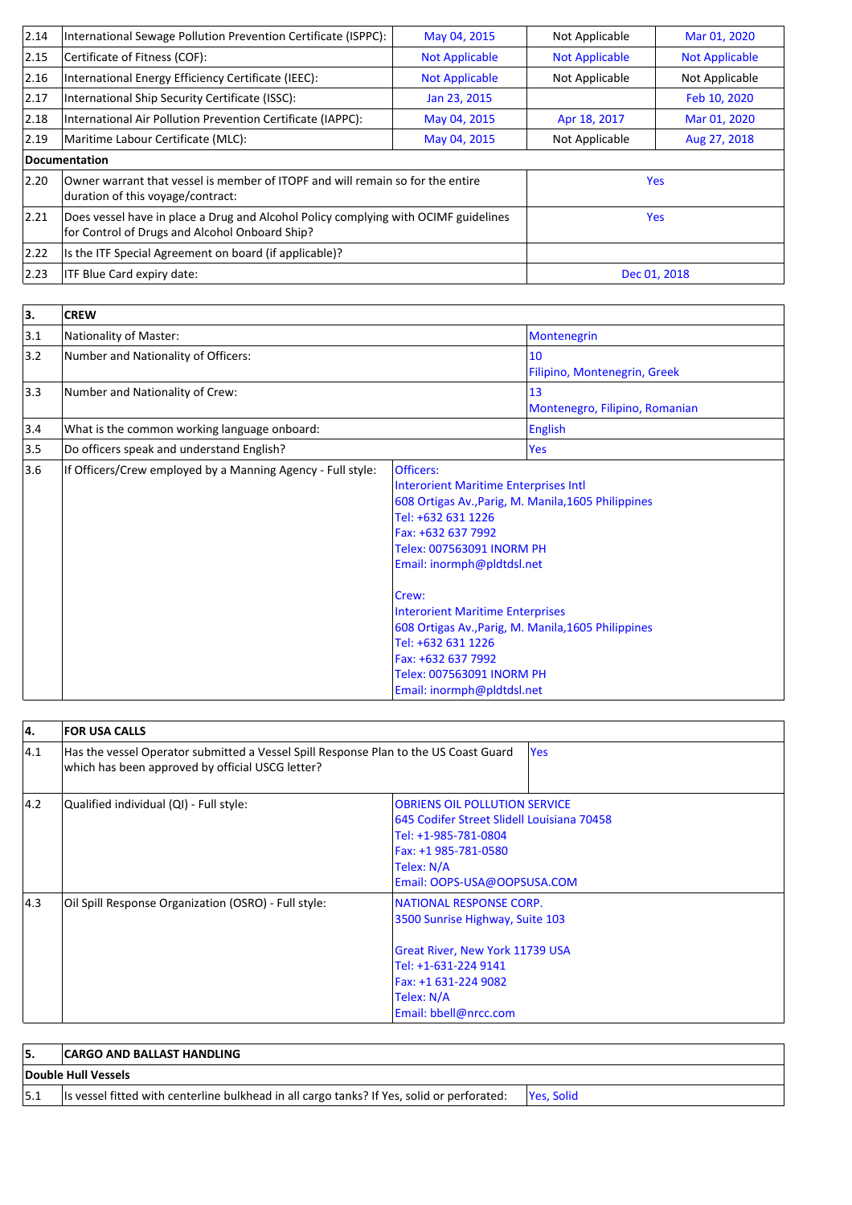| | | | | |
|---|---|---|---|---|
| 2.14 | International Sewage Pollution Prevention Certificate (ISPPC): | May 04, 2015 | Not Applicable | Mar 01, 2020 |
| 2.15 | Certificate of Fitness (COF): | Not Applicable | Not Applicable | Not Applicable |
| 2.16 | International Energy Efficiency Certificate (IEEC): | Not Applicable | Not Applicable | Not Applicable |
| 2.17 | International Ship Security Certificate (ISSC): | Jan 23, 2015 | | Feb 10, 2020 |
| 2.18 | International Air Pollution Prevention Certificate (IAPPC): | May 04, 2015 | Apr 18, 2017 | Mar 01, 2020 |
| 2.19 | Maritime Labour Certificate (MLC): | May 04, 2015 | Not Applicable | Aug 27, 2018 |
| **Documentation** | | | | |
| 2.20 | Owner warrant that vessel is member of ITOPF and will remain so for the entire duration of this voyage/contract: | | Yes | |
| 2.21 | Does vessel have in place a Drug and Alcohol Policy complying with OCIMF guidelines for Control of Drugs and Alcohol Onboard Ship? | | Yes | |
| 2.22 | Is the ITF Special Agreement on board (if applicable)? | | | |
| 2.23 | ITF Blue Card expiry date: | | Dec 01, 2018 | |

| **3.** | **CREW** | |
|---|---|---|
| 3.1 | Nationality of Master: | Montenegrin |
| 3.2 | Number and Nationality of Officers: | 10<br>Filipino, Montenegrin, Greek |
| 3.3 | Number and Nationality of Crew: | 13<br>Montenegro, Filipino, Romanian |
| 3.4 | What is the common working language onboard: | English |
| 3.5 | Do officers speak and understand English? | Yes |
| 3.6 | If Officers/Crew employed by a Manning Agency - Full style: | Officers:<br>Interorient Maritime Enterprises Intl<br>608 Ortigas Av.,Parig, M. Manila,1605 Philippines<br>Tel: +632 631 1226<br>Fax: +632 637 7992<br>Telex: 007563091 INORM PH<br>Email: inormph@pldtdsl.net<br><br>Crew:<br>Interorient Maritime Enterprises<br>608 Ortigas Av.,Parig, M. Manila,1605 Philippines<br>Tel: +632 631 1226<br>Fax: +632 637 7992<br>Telex: 007563091 INORM PH<br>Email: inormph@pldtdsl.net |

| **4.** | **FOR USA CALLS** | |
|---|---|---|
| 4.1 | Has the vessel Operator submitted a Vessel Spill Response Plan to the US Coast Guard which has been approved by official USCG letter? | Yes |
| 4.2 | Qualified individual (QI) - Full style: | OBRIENS OIL POLLUTION SERVICE<br>645 Codifer Street Slidell Louisiana 70458<br>Tel: +1-985-781-0804<br>Fax: +1 985-781-0580<br>Telex: N/A<br>Email: OOPS-USA@OOPSUSA.COM |
| 4.3 | Oil Spill Response Organization (OSRO) - Full style: | NATIONAL RESPONSE CORP.<br>3500 Sunrise Highway, Suite 103<br><br>Great River, New York 11739 USA<br>Tel: +1-631-224 9141<br>Fax: +1 631-224 9082<br>Telex: N/A<br>Email: bbell@nrcc.com |

| **5.** | **CARGO AND BALLAST HANDLING** | |
|---|---|---|
| **Double Hull Vessels** | | |
| 5.1 | Is vessel fitted with centerline bulkhead in all cargo tanks? If Yes, solid or perforated: | Yes, Solid |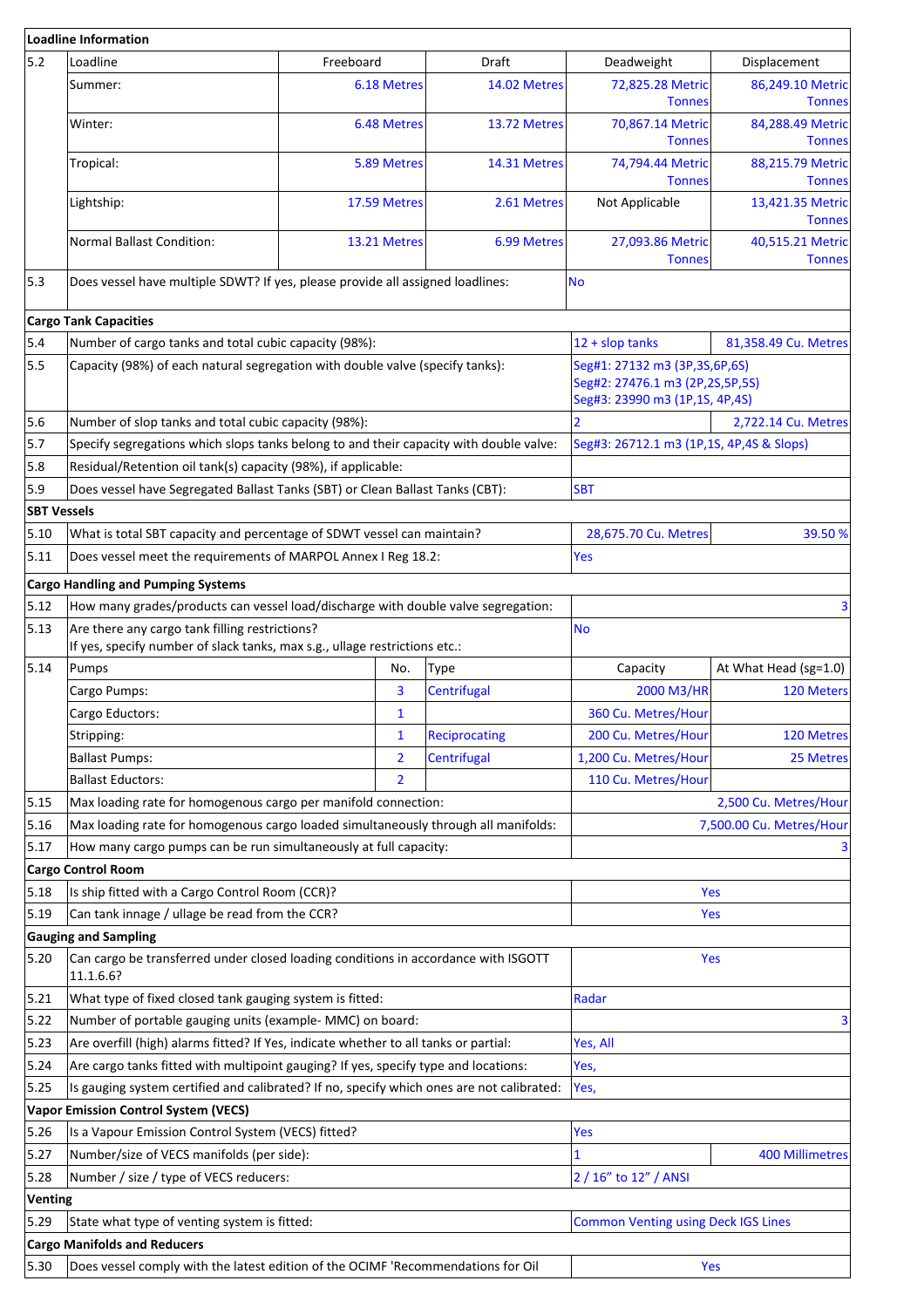| | | | | | | |
|---|---|---|---|---|---|---|
| **Loadline Information** | | | | | | |
| 5.2 | Loadline | | Freeboard | Draft | Deadweight | Displacement |
| | Summer: | | 6.18 Metres | 14.02 Metres | 72,825.28 Metric Tonnes | 86,249.10 Metric Tonnes |
| | Winter: | | 6.48 Metres | 13.72 Metres | 70,867.14 Metric Tonnes | 84,288.49 Metric Tonnes |
| | Tropical: | | 5.89 Metres | 14.31 Metres | 74,794.44 Metric Tonnes | 88,215.79 Metric Tonnes |
| | Lightship: | | 17.59 Metres | 2.61 Metres | Not Applicable | 13,421.35 Metric Tonnes |
| | Normal Ballast Condition: | | 13.21 Metres | 6.99 Metres | 27,093.86 Metric Tonnes | 40,515.21 Metric Tonnes |
| 5.3 | Does vessel have multiple SDWT? If yes, please provide all assigned loadlines: | | | | No | |
| **Cargo Tank Capacities** | | | | | | |
| 5.4 | Number of cargo tanks and total cubic capacity (98%): | | | | 12 + slop tanks | 81,358.49 Cu. Metres |
| 5.5 | Capacity (98%) of each natural segregation with double valve (specify tanks): | | | | Seg#1: 27132 m3 (3P,3S,6P,6S)<br>Seg#2: 27476.1 m3 (2P,2S,5P,5S)<br>Seg#3: 23990 m3 (1P,1S, 4P,4S) | |
| 5.6 | Number of slop tanks and total cubic capacity (98%): | | | | 2 | 2,722.14 Cu. Metres |
| 5.7 | Specify segregations which slops tanks belong to and their capacity with double valve: | | | | Seg#3: 26712.1 m3 (1P,1S, 4P,4S & Slops) | |
| 5.8 | Residual/Retention oil tank(s) capacity (98%), if applicable: | | | | | |
| 5.9 | Does vessel have Segregated Ballast Tanks (SBT) or Clean Ballast Tanks (CBT): | | | | SBT | |
| **SBT Vessels** | | | | | | |
| 5.10 | What is total SBT capacity and percentage of SDWT vessel can maintain? | | | | 28,675.70 Cu. Metres | 39.50 % |
| 5.11 | Does vessel meet the requirements of MARPOL Annex I Reg 18.2: | | | | Yes | |
| **Cargo Handling and Pumping Systems** | | | | | | |
| 5.12 | How many grades/products can vessel load/discharge with double valve segregation: | | | | | 3 |
| 5.13 | Are there any cargo tank filling restrictions?<br>If yes, specify number of slack tanks, max s.g., ullage restrictions etc.: | | | | No | |
| 5.14 | Pumps | | No. | Type | Capacity | At What Head (sg=1.0) |
| | Cargo Pumps: | | 3 | Centrifugal | 2000 M3/HR | 120 Meters |
| | Cargo Eductors: | | 1 | | 360 Cu. Metres/Hour | |
| | Stripping: | | 1 | Reciprocating | 200 Cu. Metres/Hour | 120 Metres |
| | Ballast Pumps: | | 2 | Centrifugal | 1,200 Cu. Metres/Hour | 25 Metres |
| | Ballast Eductors: | | 2 | | 110 Cu. Metres/Hour | |
| 5.15 | Max loading rate for homogenous cargo per manifold connection: | | | | | 2,500 Cu. Metres/Hour |
| 5.16 | Max loading rate for homogenous cargo loaded simultaneously through all manifolds: | | | | | 7,500.00 Cu. Metres/Hour |
| 5.17 | How many cargo pumps can be run simultaneously at full capacity: | | | | | 3 |
| **Cargo Control Room** | | | | | | |
| 5.18 | Is ship fitted with a Cargo Control Room (CCR)? | | | | Yes | |
| 5.19 | Can tank innage / ullage be read from the CCR? | | | | Yes | |
| **Gauging and Sampling** | | | | | | |
| 5.20 | Can cargo be transferred under closed loading conditions in accordance with ISGOTT 11.1.6.6? | | | | Yes | |
| 5.21 | What type of fixed closed tank gauging system is fitted: | | | | Radar | |
| 5.22 | Number of portable gauging units (example- MMC) on board: | | | | | 3 |
| 5.23 | Are overfill (high) alarms fitted? If Yes, indicate whether to all tanks or partial: | | | | Yes, All | |
| 5.24 | Are cargo tanks fitted with multipoint gauging? If yes, specify type and locations: | | | | Yes, | |
| 5.25 | Is gauging system certified and calibrated? If no, specify which ones are not calibrated: | | | | Yes, | |
| **Vapor Emission Control System (VECS)** | | | | | | |
| 5.26 | Is a Vapour Emission Control System (VECS) fitted? | | | | Yes | |
| 5.27 | Number/size of VECS manifolds (per side): | | | | 1 | 400 Millimetres |
| 5.28 | Number / size / type of VECS reducers: | | | | 2 / 16" to 12" / ANSI | |
| **Venting** | | | | | | |
| 5.29 | State what type of venting system is fitted: | | | | Common Venting using Deck IGS Lines | |
| **Cargo Manifolds and Reducers** | | | | | | |
| 5.30 | Does vessel comply with the latest edition of the OCIMF 'Recommendations for Oil | | | | Yes | |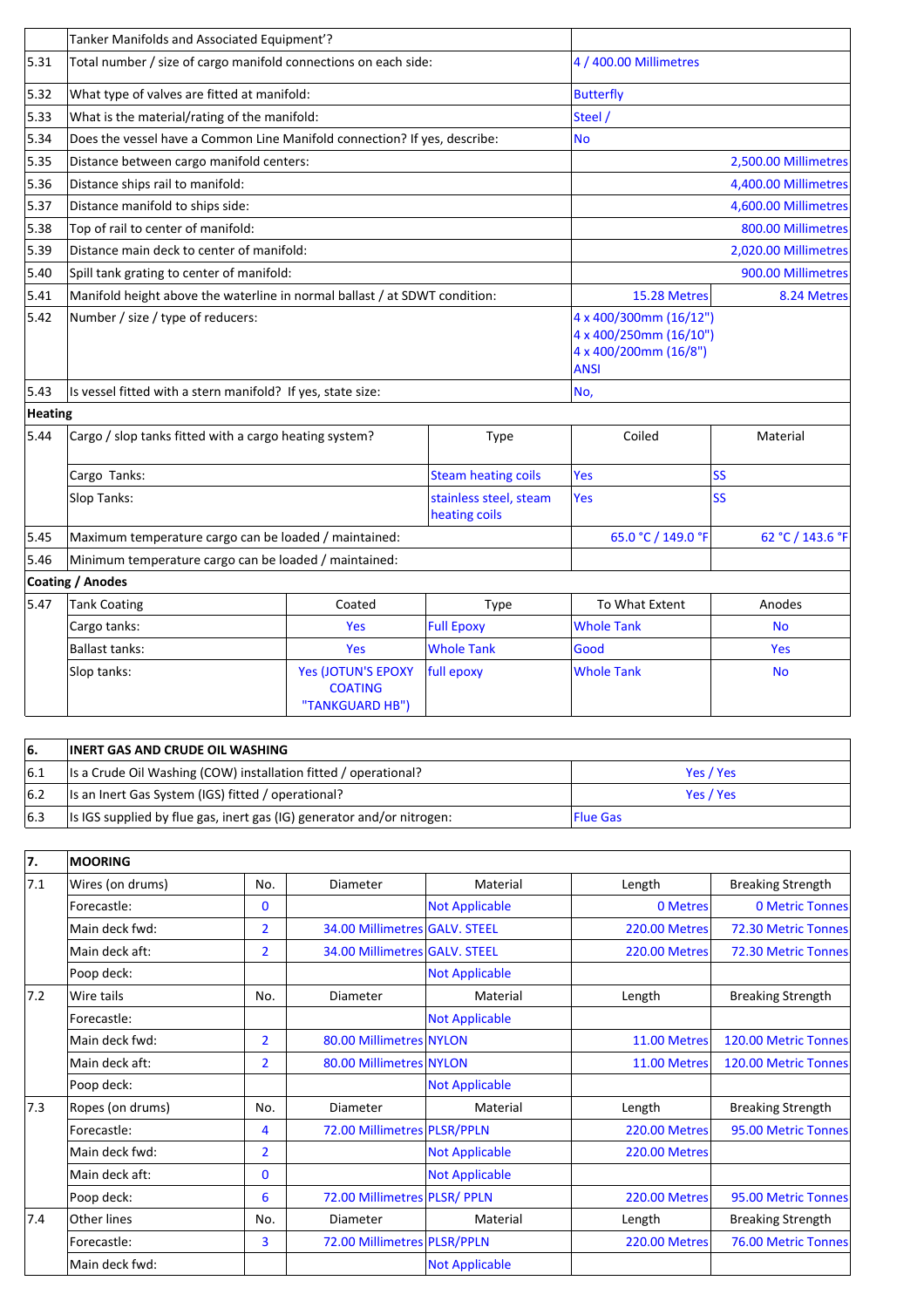| | | | | | |
|---|---|---|---|---|---|
| | Tanker Manifolds and Associated Equipment'? | | | | |
| 5.31 | Total number / size of cargo manifold connections on each side: | | | 4 / 400.00 Millimetres | |
| 5.32 | What type of valves are fitted at manifold: | | | Butterfly | |
| 5.33 | What is the material/rating of the manifold: | | | Steel / | |
| 5.34 | Does the vessel have a Common Line Manifold connection? If yes, describe: | | | No | |
| 5.35 | Distance between cargo manifold centers: | | | | 2,500.00 Millimetres |
| 5.36 | Distance ships rail to manifold: | | | | 4,400.00 Millimetres |
| 5.37 | Distance manifold to ships side: | | | | 4,600.00 Millimetres |
| 5.38 | Top of rail to center of manifold: | | | | 800.00 Millimetres |
| 5.39 | Distance main deck to center of manifold: | | | | 2,020.00 Millimetres |
| 5.40 | Spill tank grating to center of manifold: | | | | 900.00 Millimetres |
| 5.41 | Manifold height above the waterline in normal ballast / at SDWT condition: | | | 15.28 Metres | 8.24 Metres |
| 5.42 | Number / size / type of reducers: | | | 4 x 400/300mm (16/12")<br>4 x 400/250mm (16/10")<br>4 x 400/200mm (16/8")<br>ANSI | |
| 5.43 | Is vessel fitted with a stern manifold? If yes, state size: | | | No, | |
| **Heating** | | | | | |
| 5.44 | Cargo / slop tanks fitted with a cargo heating system? | | Type | Coiled | Material |
| | Cargo Tanks: | | Steam heating coils | Yes | SS |
| | Slop Tanks: | | stainless steel, steam heating coils | Yes | SS |
| 5.45 | Maximum temperature cargo can be loaded / maintained: | | | 65.0 °C / 149.0 °F | 62 °C / 143.6 °F |
| 5.46 | Minimum temperature cargo can be loaded / maintained: | | | | |
| **Coating / Anodes** | | | | | |
| 5.47 | Tank Coating | Coated | Type | To What Extent | Anodes |
| | Cargo tanks: | Yes | Full Epoxy | Whole Tank | No |
| | Ballast tanks: | Yes | Whole Tank | Good | Yes |
| | Slop tanks: | Yes (JOTUN'S EPOXY COATING "TANKGUARD HB") | full epoxy | Whole Tank | No |

| | | |
|---|---|---|
| **6.** | **INERT GAS AND CRUDE OIL WASHING** | |
| 6.1 | Is a Crude Oil Washing (COW) installation fitted / operational? | Yes / Yes |
| 6.2 | Is an Inert Gas System (IGS) fitted / operational? | Yes / Yes |
| 6.3 | Is IGS supplied by flue gas, inert gas (IG) generator and/or nitrogen: | Flue Gas |

| | | | | | | |
|---|---|---|---|---|---|---|
| **7.** | **MOORING** | | | | | |
| 7.1 | Wires (on drums) | No. | Diameter | Material | Length | Breaking Strength |
| | Forecastle: | 0 | | Not Applicable | 0 Metres | 0 Metric Tonnes |
| | Main deck fwd: | 2 | 34.00 Millimetres | GALV. STEEL | 220.00 Metres | 72.30 Metric Tonnes |
| | Main deck aft: | 2 | 34.00 Millimetres | GALV. STEEL | 220.00 Metres | 72.30 Metric Tonnes |
| | Poop deck: | | | Not Applicable | | |
| 7.2 | Wire tails | No. | Diameter | Material | Length | Breaking Strength |
| | Forecastle: | | | Not Applicable | | |
| | Main deck fwd: | 2 | 80.00 Millimetres | NYLON | 11.00 Metres | 120.00 Metric Tonnes |
| | Main deck aft: | 2 | 80.00 Millimetres | NYLON | 11.00 Metres | 120.00 Metric Tonnes |
| | Poop deck: | | | Not Applicable | | |
| 7.3 | Ropes (on drums) | No. | Diameter | Material | Length | Breaking Strength |
| | Forecastle: | 4 | 72.00 Millimetres | PLSR/PPLN | 220.00 Metres | 95.00 Metric Tonnes |
| | Main deck fwd: | 2 | | Not Applicable | 220.00 Metres | |
| | Main deck aft: | 0 | | Not Applicable | | |
| | Poop deck: | 6 | 72.00 Millimetres | PLSR/ PPLN | 220.00 Metres | 95.00 Metric Tonnes |
| 7.4 | Other lines | No. | Diameter | Material | Length | Breaking Strength |
| | Forecastle: | 3 | 72.00 Millimetres | PLSR/PPLN | 220.00 Metres | 76.00 Metric Tonnes |
| | Main deck fwd: | | | Not Applicable | | |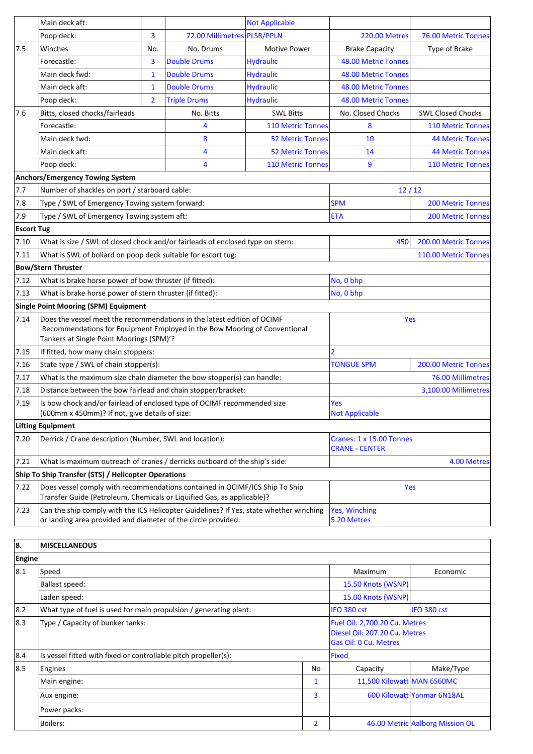|  |  |  |  |  |  |  |
|---|---|---|---|---|---|---|
|  | Main deck aft: |  |  | Not Applicable |  |  |
|  | Poop deck: | 3 | 72.00 Millimetres | PLSR/PPLN | 220.00 Metres | 76.00 Metric Tonnes |
| 7.5 | Winches | No. | No. Drums | Motive Power | Brake Capacity | Type of Brake |
|  | Forecastle: | 3 | Double Drums | Hydraulic | 48.00 Metric Tonnes |  |
|  | Main deck fwd: | 1 | Double Drums | Hydraulic | 48.00 Metric Tonnes |  |
|  | Main deck aft: | 1 | Double Drums | Hydraulic | 48.00 Metric Tonnes |  |
|  | Poop deck: | 2 | Triple Drums | Hydraulic | 48.00 Metric Tonnes |  |
| 7.6 | Bitts, closed chocks/fairleads |  | No. Bitts | SWL Bitts | No. Closed Chocks | SWL Closed Chocks |
|  | Forecastle: |  | 4 | 110 Metric Tonnes | 8 | 110 Metric Tonnes |
|  | Main deck fwd: |  | 8 | 52 Metric Tonnes | 10 | 44 Metric Tonnes |
|  | Main deck aft: |  | 4 | 52 Metric Tonnes | 14 | 44 Metric Tonnes |
|  | Poop deck: |  | 4 | 110 Metric Tonnes | 9 | 110 Metric Tonnes |

**Anchors/Emergency Towing System**

|  |  |  |  |
|---|---|---|---|
| 7.7 | Number of shackles on port / starboard cable: | 12 / 12 |  |
| 7.8 | Type / SWL of Emergency Towing system forward: | SPM | 200 Metric Tonnes |
| 7.9 | Type / SWL of Emergency Towing system aft: | ETA | 200 Metric Tonnes |

**Escort Tug**

|  |  |  |  |
|---|---|---|---|
| 7.10 | What is size / SWL of closed chock and/or fairleads of enclosed type on stern: | 450 | 200.00 Metric Tonnes |
| 7.11 | What is SWL of bollard on poop deck suitable for escort tug: |  | 110.00 Metric Tonnes |

**Bow/Stern Thruster**

|  |  |  |
|---|---|---|
| 7.12 | What is brake horse power of bow thruster (if fitted): | No, 0 bhp |
| 7.13 | What is brake horse power of stern thruster (if fitted): | No, 0 bhp |

**Single Point Mooring (SPM) Equipment**

|  |  |  |  |
|---|---|---|---|
| 7.14 | Does the vessel meet the recommendations in the latest edition of OCIMF 'Recommendations for Equipment Employed in the Bow Mooring of Conventional Tankers at Single Point Moorings (SPM)'? | Yes |  |
| 7.15 | If fitted, how many chain stoppers: | 2 |  |
| 7.16 | State type / SWL of chain stopper(s): | TONGUE SPM | 200.00 Metric Tonnes |
| 7.17 | What is the maximum size chain diameter the bow stopper(s) can handle: |  | 76.00 Millimetres |
| 7.18 | Distance between the bow fairlead and chain stopper/bracket: |  | 3,100.00 Millimetres |
| 7.19 | Is bow chock and/or fairlead of enclosed type of OCIMF recommended size (600mm x 450mm)? If not, give details of size: | Yes<br>Not Applicable |  |

**Lifting Equipment**

|  |  |  |
|---|---|---|
| 7.20 | Derrick / Crane description (Number, SWL and location): | Cranes: 1 x 15.00 Tonnes<br>CRANE - CENTER |
| 7.21 | What is maximum outreach of cranes / derricks outboard of the ship's side: | 4.00 Metres |

**Ship To Ship Transfer (STS) / Helicopter Operations**

|  |  |  |
|---|---|---|
| 7.22 | Does vessel comply with recommendations contained in OCIMF/ICS Ship To Ship Transfer Guide (Petroleum, Chemicals or Liquified Gas, as applicable)? | Yes |
| 7.23 | Can the ship comply with the ICS Helicopter Guidelines? If Yes, state whether winching or landing area provided and diameter of the circle provided: | Yes, Winching<br>5.20 Metres |

## 8. MISCELLANEOUS

**Engine**

|  |  |  |  |  |
|---|---|---|---|---|
| 8.1 | Speed |  | Maximum | Economic |
|  | Ballast speed: |  | 15.50 Knots (WSNP) |  |
|  | Laden speed: |  | 15.00 Knots (WSNP) |  |
| 8.2 | What type of fuel is used for main propulsion / generating plant: |  | IFO 380 cst | IFO 380 cst |
| 8.3 | Type / Capacity of bunker tanks: |  | Fuel Oil: 2,700.20 Cu. Metres<br>Diesel Oil: 207.20 Cu. Metres<br>Gas Oil: 0 Cu. Metres |  |
| 8.4 | Is vessel fitted with fixed or controllable pitch propeller(s): |  | Fixed |  |
| 8.5 | Engines | No | Capacity | Make/Type |
|  | Main engine: | 1 | 11,500 Kilowatt | MAN 6S60MC |
|  | Aux engine: | 3 | 600 Kilowatt | Yanmar 6N18AL |
|  | Power packs: |  |  |  |
|  | Boilers: | 2 | 46.00 Metric | Aalborg Mission OL |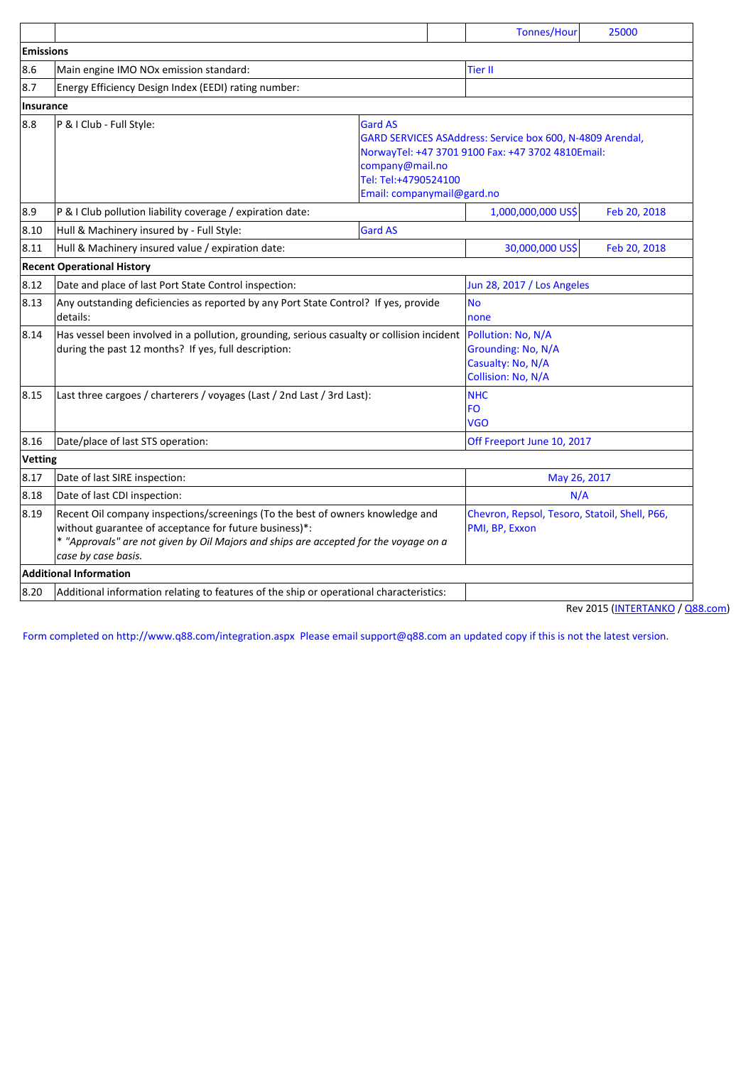| | | | |
|---|---|---|---|
| | | Tonnes/Hour | 25000 |
| **Emissions** | | | |
| 8.6 | Main engine IMO NOx emission standard: | Tier II | |
| 8.7 | Energy Efficiency Design Index (EEDI) rating number: | | |
| **Insurance** | | | |
| 8.8 | P & I Club - Full Style: | Gard AS<br>GARD SERVICES ASAddress: Service box 600, N-4809 Arendal, NorwayTel: +47 3701 9100 Fax: +47 3702 4810Email: company@mail.no<br>Tel: Tel:+4790524100<br>Email: companymail@gard.no | |
| 8.9 | P & I Club pollution liability coverage / expiration date: | 1,000,000,000 US$ | Feb 20, 2018 |
| 8.10 | Hull & Machinery insured by - Full Style: | Gard AS | |
| 8.11 | Hull & Machinery insured value / expiration date: | 30,000,000 US$ | Feb 20, 2018 |
| **Recent Operational History** | | | |
| 8.12 | Date and place of last Port State Control inspection: | Jun 28, 2017 / Los Angeles | |
| 8.13 | Any outstanding deficiencies as reported by any Port State Control? If yes, provide details: | No<br>none | |
| 8.14 | Has vessel been involved in a pollution, grounding, serious casualty or collision incident during the past 12 months? If yes, full description: | Pollution: No, N/A<br>Grounding: No, N/A<br>Casualty: No, N/A<br>Collision: No, N/A | |
| 8.15 | Last three cargoes / charterers / voyages (Last / 2nd Last / 3rd Last): | NHC<br>FO<br>VGO | |
| 8.16 | Date/place of last STS operation: | Off Freeport June 10, 2017 | |
| **Vetting** | | | |
| 8.17 | Date of last SIRE inspection: | May 26, 2017 | |
| 8.18 | Date of last CDI inspection: | N/A | |
| 8.19 | Recent Oil company inspections/screenings (To the best of owners knowledge and without guarantee of acceptance for future business)*:<br>* *"Approvals" are not given by Oil Majors and ships are accepted for the voyage on a case by case basis.* | Chevron, Repsol, Tesoro, Statoil, Shell, P66, PMI, BP, Exxon | |
| **Additional Information** | | | |
| 8.20 | Additional information relating to features of the ship or operational characteristics: | | |

Rev 2015 (INTERTANKO / Q88.com)

Form completed on http://www.q88.com/integration.aspx Please email support@q88.com an updated copy if this is not the latest version.